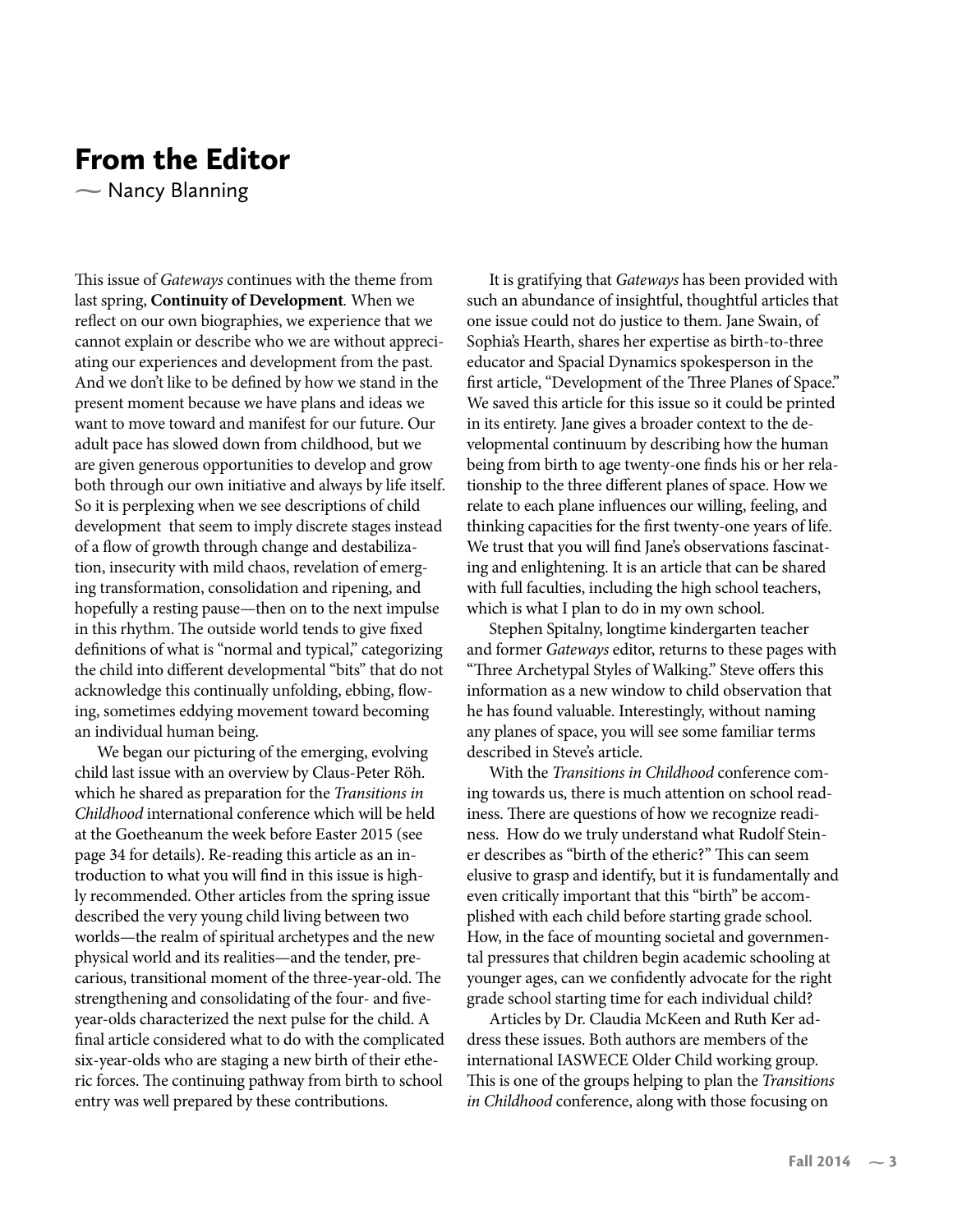# From the Editor

~ Nancy Blanning

This issue of *Gateways* continues with the theme from last spring, **Continuity of Development**. When we reflect on our own biographies, we experience that we cannot explain or describe who we are without appreciating our experiences and development from the past. And we don't like to be defined by how we stand in the present moment because we have plans and ideas we want to move toward and manifest for our future. Our adult pace has slowed down from childhood, but we are given generous opportunities to develop and grow both through our own initiative and always by life itself. So it is perplexing when we see descriptions of child development that seem to imply discrete stages instead of a flow of growth through change and destabilization, insecurity with mild chaos, revelation of emerging transformation, consolidation and ripening, and hopefully a resting pause—then on to the next impulse in this rhythm. The outside world tends to give fixed definitions of what is "normal and typical," categorizing the child into different developmental "bits" that do not acknowledge this continually unfolding, ebbing, flowing, sometimes eddying movement toward becoming an individual human being.

We began our picturing of the emerging, evolving child last issue with an overview by Claus-Peter Röh. which he shared as preparation for the *Transitions in Childhood* international conference which will be held at the Goetheanum the week before Easter 2015 (see page 34 for details). Re-reading this article as an introduction to what you will find in this issue is highly recommended. Other articles from the spring issue described the very young child living between two worlds—the realm of spiritual archetypes and the new physical world and its realities—and the tender, precarious, transitional moment of the three-year-old. The strengthening and consolidating of the four- and five-year-olds characterized the next pulse for the child. A final article considered what to do with the complicated six-year-olds who are staging a new birth of their etheric forces. The continuing pathway from birth to school entry was well prepared by these contributions.

It is gratifying that *Gateways* has been provided with such an abundance of insightful, thoughtful articles that one issue could not do justice to them. Jane Swain, of Sophia's Hearth, shares her expertise as birth-to-three educator and Spacial Dynamics spokesperson in the first article, "Development of the Three Planes of Space." We saved this article for this issue so it could be printed in its entirety. Jane gives a broader context to the developmental continuum by describing how the human being from birth to age twenty-one finds his or her relationship to the three different planes of space. How we relate to each plane influences our willing, feeling, and thinking capacities for the first twenty-one years of life. We trust that you will find Jane's observations fascinating and enlightening. It is an article that can be shared with full faculties, including the high school teachers, which is what I plan to do in my own school.

Stephen Spitalny, longtime kindergarten teacher and former *Gateways* editor, returns to these pages with "Three Archetypal Styles of Walking." Steve offers this information as a new window to child observation that he has found valuable. Interestingly, without naming any planes of space, you will see some familiar terms described in Steve's article.

With the *Transitions in Childhood* conference coming towards us, there is much attention on school readiness. There are questions of how we recognize readiness. How do we truly understand what Rudolf Steiner describes as "birth of the etheric?" This can seem elusive to grasp and identify, but it is fundamentally and even critically important that this "birth" be accomplished with each child before starting grade school. How, in the face of mounting societal and governmental pressures that children begin academic schooling at younger ages, can we confidently advocate for the right grade school starting time for each individual child?

Articles by Dr. Claudia McKeen and Ruth Ker address these issues. Both authors are members of the international IASWECE Older Child working group. This is one of the groups helping to plan the *Transitions in Childhood* conference, along with those focusing on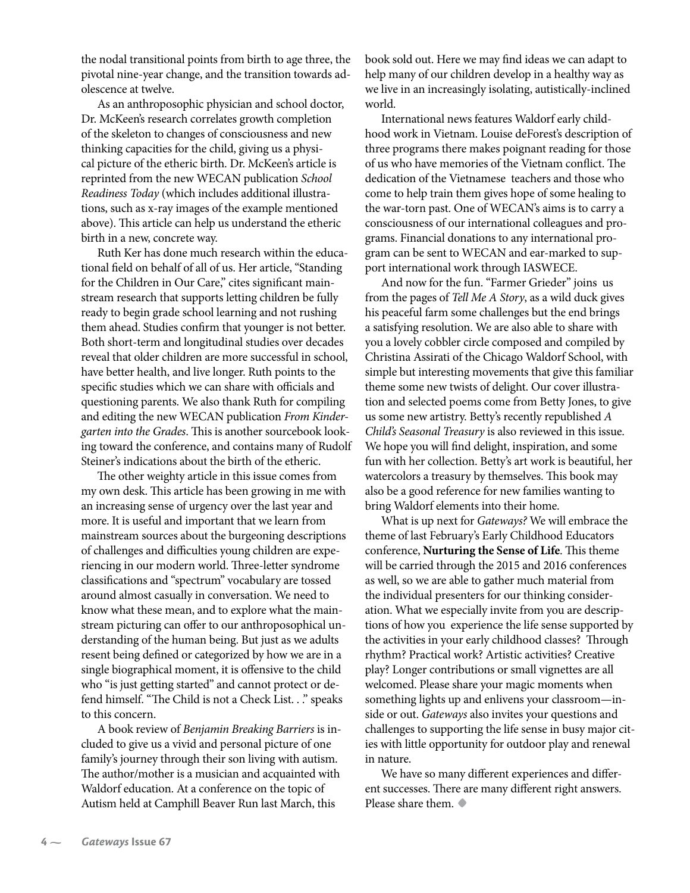the nodal transitional points from birth to age three, the pivotal nine-year change, and the transition towards adolescence at twelve.

As an anthroposophic physician and school doctor, Dr. McKeen's research correlates growth completion of the skeleton to changes of consciousness and new thinking capacities for the child, giving us a physical picture of the etheric birth. Dr. McKeen's article is reprinted from the new WECAN publication *School Readiness Today* (which includes additional illustrations, such as x-ray images of the example mentioned above). This article can help us understand the etheric birth in a new, concrete way.

Ruth Ker has done much research within the educational field on behalf of all of us. Her article, "Standing for the Children in Our Care," cites significant mainstream research that supports letting children be fully ready to begin grade school learning and not rushing them ahead. Studies confirm that younger is not better. Both short-term and longitudinal studies over decades reveal that older children are more successful in school, have better health, and live longer. Ruth points to the specific studies which we can share with officials and questioning parents. We also thank Ruth for compiling and editing the new WECAN publication *From Kindergarten into the Grades*. This is another sourcebook looking toward the conference, and contains many of Rudolf Steiner's indications about the birth of the etheric.

The other weighty article in this issue comes from my own desk. This article has been growing in me with an increasing sense of urgency over the last year and more. It is useful and important that we learn from mainstream sources about the burgeoning descriptions of challenges and difficulties young children are experiencing in our modern world. Three-letter syndrome classifications and "spectrum" vocabulary are tossed around almost casually in conversation. We need to know what these mean, and to explore what the mainstream picturing can offer to our anthroposophical understanding of the human being. But just as we adults resent being defined or categorized by how we are in a single biographical moment, it is offensive to the child who "is just getting started" and cannot protect or defend himself. "The Child is not a Check List. . ." speaks to this concern.

A book review of *Benjamin Breaking Barriers* is included to give us a vivid and personal picture of one family's journey through their son living with autism. The author/mother is a musician and acquainted with Waldorf education. At a conference on the topic of Autism held at Camphill Beaver Run last March, this book sold out. Here we may find ideas we can adapt to help many of our children develop in a healthy way as we live in an increasingly isolating, autistically-inclined world.

International news features Waldorf early childhood work in Vietnam. Louise deForest's description of three programs there makes poignant reading for those of us who have memories of the Vietnam conflict. The dedication of the Vietnamese teachers and those who come to help train them gives hope of some healing to the war-torn past. One of WECAN's aims is to carry a consciousness of our international colleagues and programs. Financial donations to any international program can be sent to WECAN and ear-marked to support international work through IASWECE.

And now for the fun. "Farmer Grieder" joins us from the pages of *Tell Me A Story*, as a wild duck gives his peaceful farm some challenges but the end brings a satisfying resolution. We are also able to share with you a lovely cobbler circle composed and compiled by Christina Assirati of the Chicago Waldorf School, with simple but interesting movements that give this familiar theme some new twists of delight. Our cover illustration and selected poems come from Betty Jones, to give us some new artistry. Betty's recently republished *A Child's Seasonal Treasury* is also reviewed in this issue. We hope you will find delight, inspiration, and some fun with her collection. Betty's art work is beautiful, her watercolors a treasury by themselves. This book may also be a good reference for new families wanting to bring Waldorf elements into their home.

What is up next for *Gateways?* We will embrace the theme of last February's Early Childhood Educators conference, **Nurturing the Sense of Life**. This theme will be carried through the 2015 and 2016 conferences as well, so we are able to gather much material from the individual presenters for our thinking consideration. What we especially invite from you are descriptions of how you experience the life sense supported by the activities in your early childhood classes? Through rhythm? Practical work? Artistic activities? Creative play? Longer contributions or small vignettes are all welcomed. Please share your magic moments when something lights up and enlivens your classroom—inside or out. *Gateways* also invites your questions and challenges to supporting the life sense in busy major cities with little opportunity for outdoor play and renewal in nature.

We have so many different experiences and different successes. There are many different right answers. Please share them. ◆